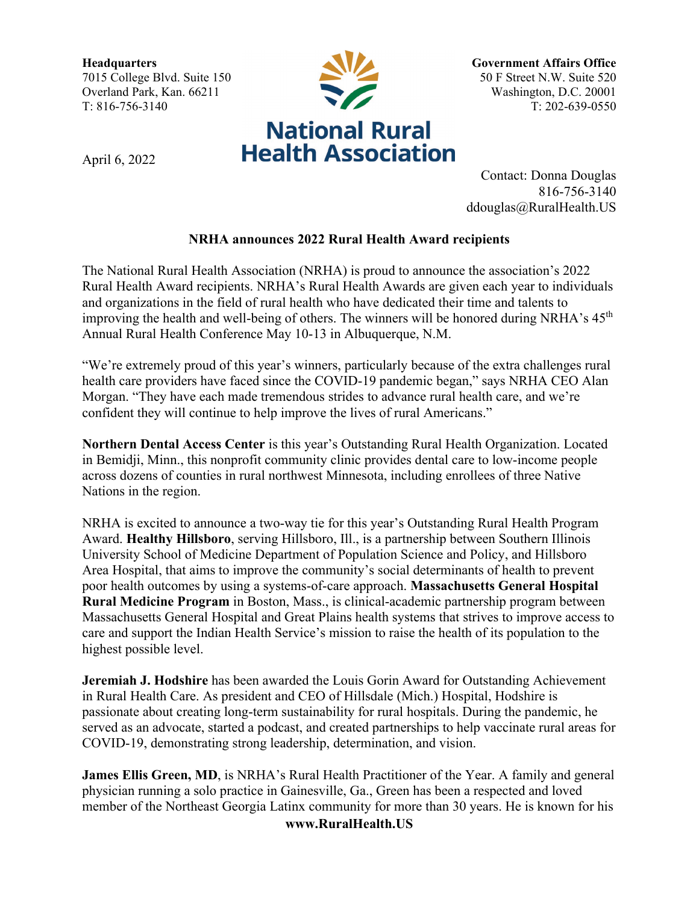**Headquarters**
7015 College Blvd. Suite 150
Overland Park, Kan. 66211
T: 816-756-3140

**National Rural Health Association**

**Government Affairs Office**
50 F Street N.W. Suite 520
Washington, D.C. 20001
T: 202-639-0550

April 6, 2022

Contact: Donna Douglas
816-756-3140
ddouglas@RuralHealth.US

## NRHA announces 2022 Rural Health Award recipients

The National Rural Health Association (NRHA) is proud to announce the association's 2022 Rural Health Award recipients. NRHA's Rural Health Awards are given each year to individuals and organizations in the field of rural health who have dedicated their time and talents to improving the health and well-being of others. The winners will be honored during NRHA's 45th Annual Rural Health Conference May 10-13 in Albuquerque, N.M.

"We're extremely proud of this year's winners, particularly because of the extra challenges rural health care providers have faced since the COVID-19 pandemic began," says NRHA CEO Alan Morgan. "They have each made tremendous strides to advance rural health care, and we're confident they will continue to help improve the lives of rural Americans."

**Northern Dental Access Center** is this year's Outstanding Rural Health Organization. Located in Bemidji, Minn., this nonprofit community clinic provides dental care to low-income people across dozens of counties in rural northwest Minnesota, including enrollees of three Native Nations in the region.

NRHA is excited to announce a two-way tie for this year's Outstanding Rural Health Program Award. **Healthy Hillsboro**, serving Hillsboro, Ill., is a partnership between Southern Illinois University School of Medicine Department of Population Science and Policy, and Hillsboro Area Hospital, that aims to improve the community's social determinants of health to prevent poor health outcomes by using a systems-of-care approach. **Massachusetts General Hospital Rural Medicine Program** in Boston, Mass., is clinical-academic partnership program between Massachusetts General Hospital and Great Plains health systems that strives to improve access to care and support the Indian Health Service's mission to raise the health of its population to the highest possible level.

**Jeremiah J. Hodshire** has been awarded the Louis Gorin Award for Outstanding Achievement in Rural Health Care. As president and CEO of Hillsdale (Mich.) Hospital, Hodshire is passionate about creating long-term sustainability for rural hospitals. During the pandemic, he served as an advocate, started a podcast, and created partnerships to help vaccinate rural areas for COVID-19, demonstrating strong leadership, determination, and vision.

**James Ellis Green, MD**, is NRHA's Rural Health Practitioner of the Year. A family and general physician running a solo practice in Gainesville, Ga., Green has been a respected and loved member of the Northeast Georgia Latinx community for more than 30 years. He is known for his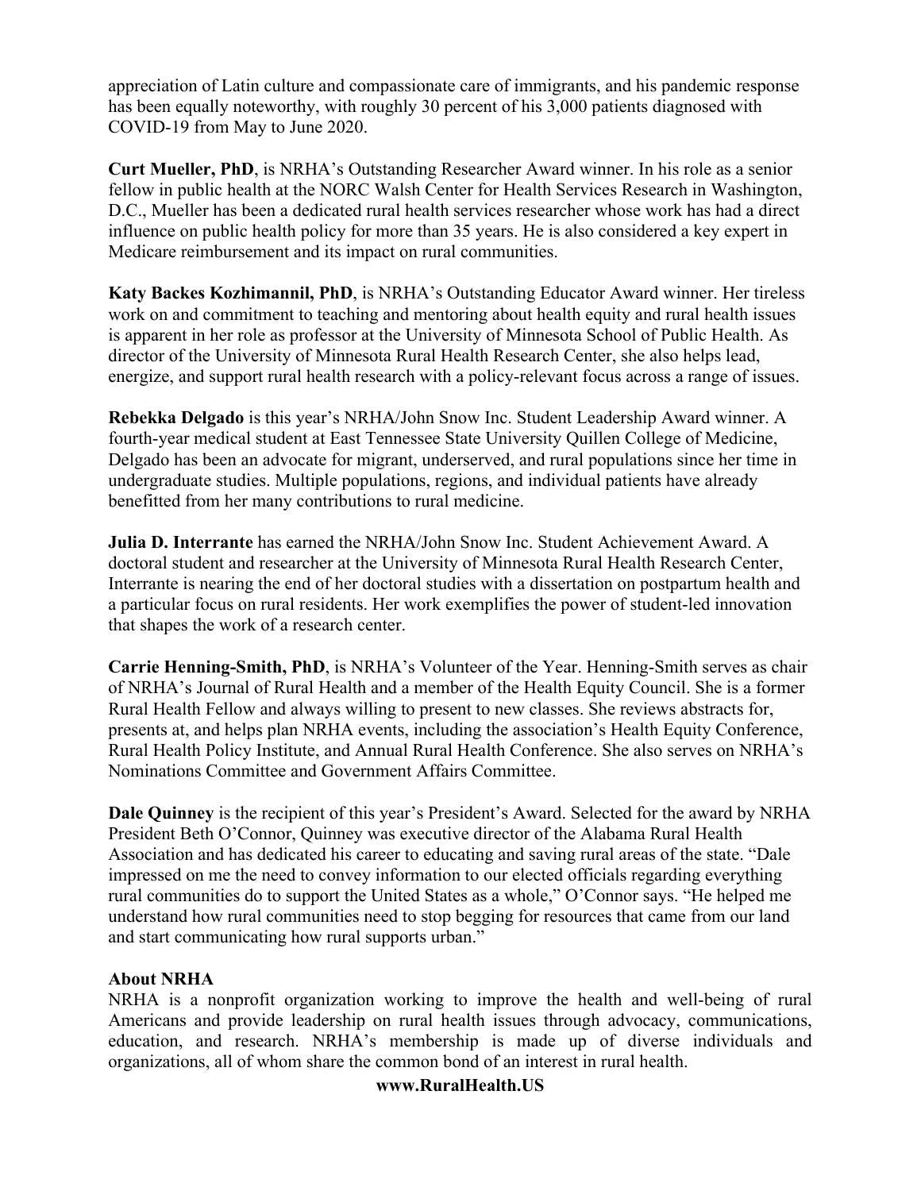appreciation of Latin culture and compassionate care of immigrants, and his pandemic response has been equally noteworthy, with roughly 30 percent of his 3,000 patients diagnosed with COVID-19 from May to June 2020.

**Curt Mueller, PhD**, is NRHA's Outstanding Researcher Award winner. In his role as a senior fellow in public health at the NORC Walsh Center for Health Services Research in Washington, D.C., Mueller has been a dedicated rural health services researcher whose work has had a direct influence on public health policy for more than 35 years. He is also considered a key expert in Medicare reimbursement and its impact on rural communities.

**Katy Backes Kozhimannil, PhD**, is NRHA's Outstanding Educator Award winner. Her tireless work on and commitment to teaching and mentoring about health equity and rural health issues is apparent in her role as professor at the University of Minnesota School of Public Health. As director of the University of Minnesota Rural Health Research Center, she also helps lead, energize, and support rural health research with a policy-relevant focus across a range of issues.

**Rebekka Delgado** is this year's NRHA/John Snow Inc. Student Leadership Award winner. A fourth-year medical student at East Tennessee State University Quillen College of Medicine, Delgado has been an advocate for migrant, underserved, and rural populations since her time in undergraduate studies. Multiple populations, regions, and individual patients have already benefitted from her many contributions to rural medicine.

**Julia D. Interrante** has earned the NRHA/John Snow Inc. Student Achievement Award. A doctoral student and researcher at the University of Minnesota Rural Health Research Center, Interrante is nearing the end of her doctoral studies with a dissertation on postpartum health and a particular focus on rural residents. Her work exemplifies the power of student-led innovation that shapes the work of a research center.

**Carrie Henning-Smith, PhD**, is NRHA's Volunteer of the Year. Henning-Smith serves as chair of NRHA's Journal of Rural Health and a member of the Health Equity Council. She is a former Rural Health Fellow and always willing to present to new classes. She reviews abstracts for, presents at, and helps plan NRHA events, including the association's Health Equity Conference, Rural Health Policy Institute, and Annual Rural Health Conference. She also serves on NRHA's Nominations Committee and Government Affairs Committee.

**Dale Quinney** is the recipient of this year's President's Award. Selected for the award by NRHA President Beth O'Connor, Quinney was executive director of the Alabama Rural Health Association and has dedicated his career to educating and saving rural areas of the state. "Dale impressed on me the need to convey information to our elected officials regarding everything rural communities do to support the United States as a whole," O'Connor says. "He helped me understand how rural communities need to stop begging for resources that came from our land and start communicating how rural supports urban."

**About NRHA**

NRHA is a nonprofit organization working to improve the health and well-being of rural Americans and provide leadership on rural health issues through advocacy, communications, education, and research. NRHA's membership is made up of diverse individuals and organizations, all of whom share the common bond of an interest in rural health.

**www.RuralHealth.US**